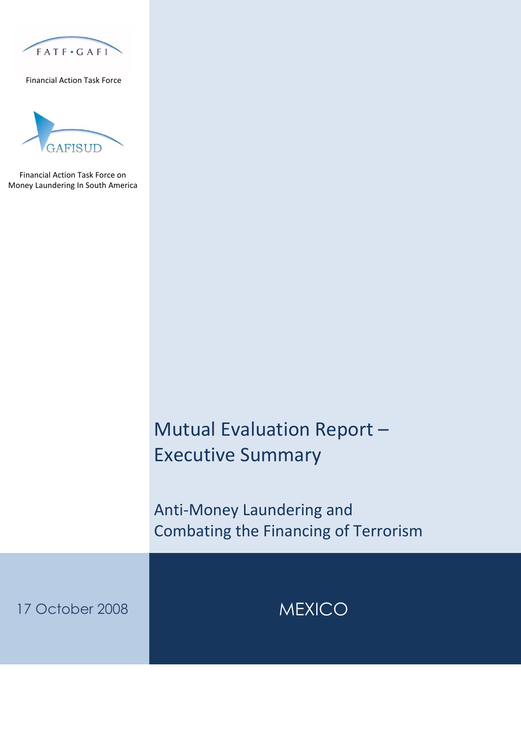FATF • GAFI

Financial Action Task Force

GAFISUD

Financial Action Task Force on Money Laundering In South America

# Mutual Evaluation Report – Executive Summary

## Anti-Money Laundering and Combating the Financing of Terrorism

17 October 2008

MEXICO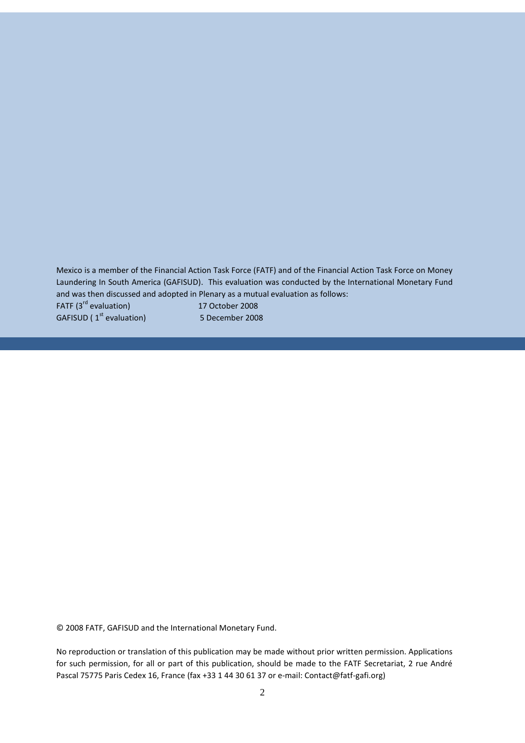Mexico is a member of the Financial Action Task Force (FATF) and of the Financial Action Task Force on Money Laundering In South America (GAFISUD). This evaluation was conducted by the International Monetary Fund and was then discussed and adopted in Plenary as a mutual evaluation as follows:

FATF (3rd evaluation) 17 October 2008

GAFISUD ( 1st evaluation) 5 December 2008

© 2008 FATF, GAFISUD and the International Monetary Fund.

No reproduction or translation of this publication may be made without prior written permission. Applications for such permission, for all or part of this publication, should be made to the FATF Secretariat, 2 rue André Pascal 75775 Paris Cedex 16, France (fax +33 1 44 30 61 37 or e-mail: Contact@fatf-gafi.org)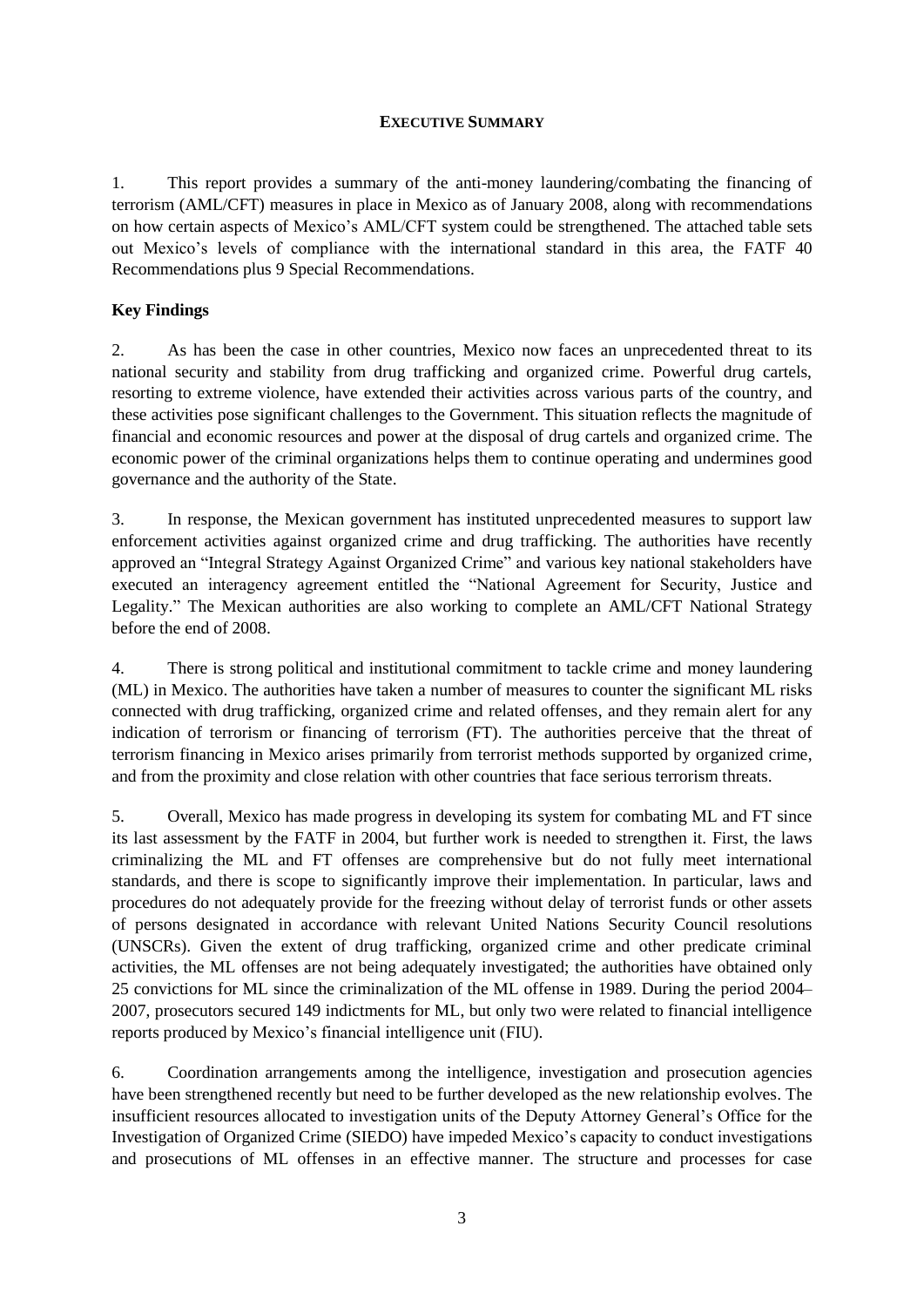## EXECUTIVE SUMMARY

1. This report provides a summary of the anti-money laundering/combating the financing of terrorism (AML/CFT) measures in place in Mexico as of January 2008, along with recommendations on how certain aspects of Mexico's AML/CFT system could be strengthened. The attached table sets out Mexico's levels of compliance with the international standard in this area, the FATF 40 Recommendations plus 9 Special Recommendations.

### Key Findings

2. As has been the case in other countries, Mexico now faces an unprecedented threat to its national security and stability from drug trafficking and organized crime. Powerful drug cartels, resorting to extreme violence, have extended their activities across various parts of the country, and these activities pose significant challenges to the Government. This situation reflects the magnitude of financial and economic resources and power at the disposal of drug cartels and organized crime. The economic power of the criminal organizations helps them to continue operating and undermines good governance and the authority of the State.

3. In response, the Mexican government has instituted unprecedented measures to support law enforcement activities against organized crime and drug trafficking. The authorities have recently approved an "Integral Strategy Against Organized Crime" and various key national stakeholders have executed an interagency agreement entitled the "National Agreement for Security, Justice and Legality." The Mexican authorities are also working to complete an AML/CFT National Strategy before the end of 2008.

4. There is strong political and institutional commitment to tackle crime and money laundering (ML) in Mexico. The authorities have taken a number of measures to counter the significant ML risks connected with drug trafficking, organized crime and related offenses, and they remain alert for any indication of terrorism or financing of terrorism (FT). The authorities perceive that the threat of terrorism financing in Mexico arises primarily from terrorist methods supported by organized crime, and from the proximity and close relation with other countries that face serious terrorism threats.

5. Overall, Mexico has made progress in developing its system for combating ML and FT since its last assessment by the FATF in 2004, but further work is needed to strengthen it. First, the laws criminalizing the ML and FT offenses are comprehensive but do not fully meet international standards, and there is scope to significantly improve their implementation. In particular, laws and procedures do not adequately provide for the freezing without delay of terrorist funds or other assets of persons designated in accordance with relevant United Nations Security Council resolutions (UNSCRs). Given the extent of drug trafficking, organized crime and other predicate criminal activities, the ML offenses are not being adequately investigated; the authorities have obtained only 25 convictions for ML since the criminalization of the ML offense in 1989. During the period 2004–2007, prosecutors secured 149 indictments for ML, but only two were related to financial intelligence reports produced by Mexico's financial intelligence unit (FIU).

6. Coordination arrangements among the intelligence, investigation and prosecution agencies have been strengthened recently but need to be further developed as the new relationship evolves. The insufficient resources allocated to investigation units of the Deputy Attorney General's Office for the Investigation of Organized Crime (SIEDO) have impeded Mexico's capacity to conduct investigations and prosecutions of ML offenses in an effective manner. The structure and processes for case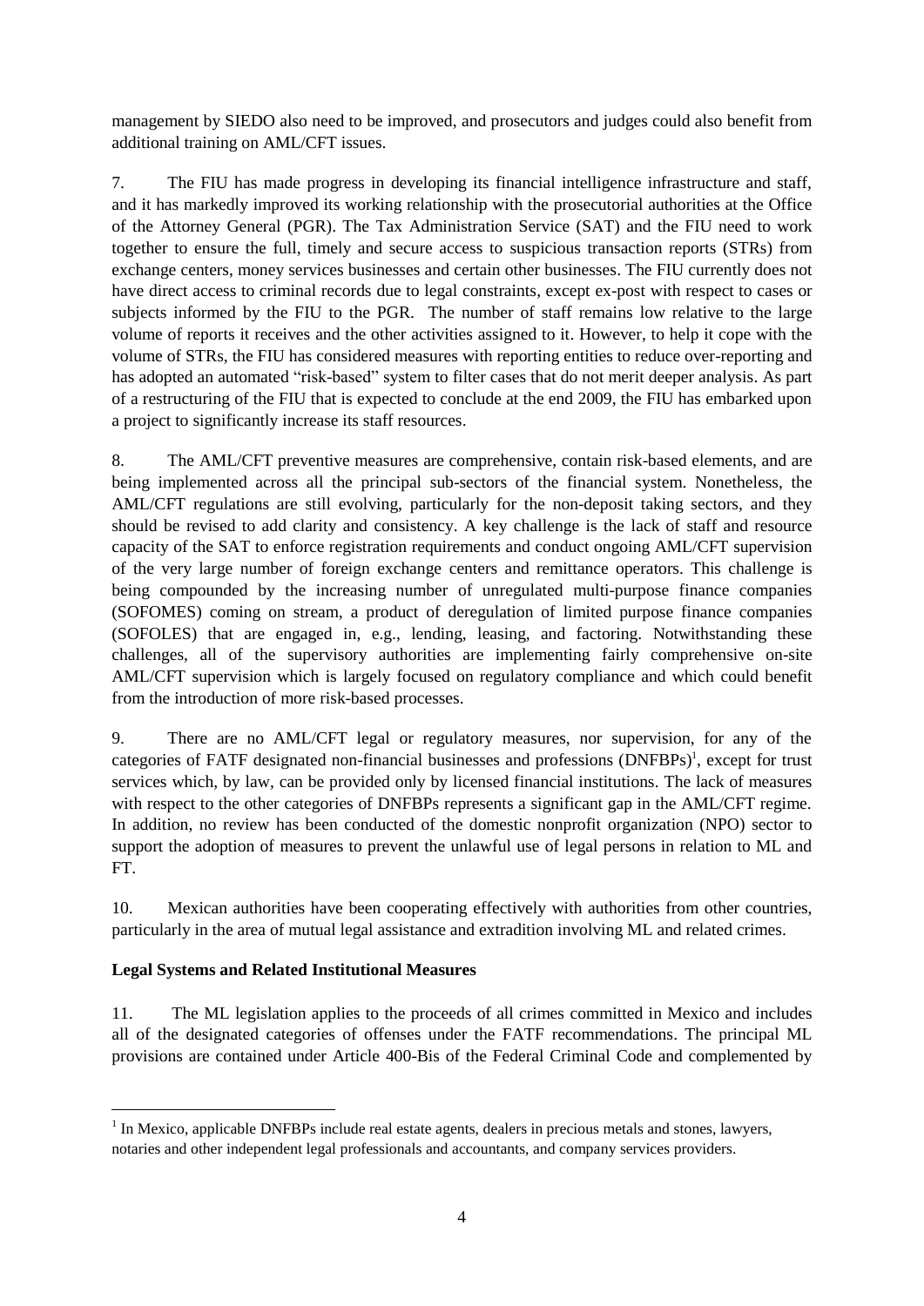management by SIEDO also need to be improved, and prosecutors and judges could also benefit from additional training on AML/CFT issues.

7. The FIU has made progress in developing its financial intelligence infrastructure and staff, and it has markedly improved its working relationship with the prosecutorial authorities at the Office of the Attorney General (PGR). The Tax Administration Service (SAT) and the FIU need to work together to ensure the full, timely and secure access to suspicious transaction reports (STRs) from exchange centers, money services businesses and certain other businesses. The FIU currently does not have direct access to criminal records due to legal constraints, except ex-post with respect to cases or subjects informed by the FIU to the PGR. The number of staff remains low relative to the large volume of reports it receives and the other activities assigned to it. However, to help it cope with the volume of STRs, the FIU has considered measures with reporting entities to reduce over-reporting and has adopted an automated "risk-based" system to filter cases that do not merit deeper analysis. As part of a restructuring of the FIU that is expected to conclude at the end 2009, the FIU has embarked upon a project to significantly increase its staff resources.

8. The AML/CFT preventive measures are comprehensive, contain risk-based elements, and are being implemented across all the principal sub-sectors of the financial system. Nonetheless, the AML/CFT regulations are still evolving, particularly for the non-deposit taking sectors, and they should be revised to add clarity and consistency. A key challenge is the lack of staff and resource capacity of the SAT to enforce registration requirements and conduct ongoing AML/CFT supervision of the very large number of foreign exchange centers and remittance operators. This challenge is being compounded by the increasing number of unregulated multi-purpose finance companies (SOFOMES) coming on stream, a product of deregulation of limited purpose finance companies (SOFOLES) that are engaged in, e.g., lending, leasing, and factoring. Notwithstanding these challenges, all of the supervisory authorities are implementing fairly comprehensive on-site AML/CFT supervision which is largely focused on regulatory compliance and which could benefit from the introduction of more risk-based processes.

9. There are no AML/CFT legal or regulatory measures, nor supervision, for any of the categories of FATF designated non-financial businesses and professions (DNFBPs)[1], except for trust services which, by law, can be provided only by licensed financial institutions. The lack of measures with respect to the other categories of DNFBPs represents a significant gap in the AML/CFT regime. In addition, no review has been conducted of the domestic nonprofit organization (NPO) sector to support the adoption of measures to prevent the unlawful use of legal persons in relation to ML and FT.

10. Mexican authorities have been cooperating effectively with authorities from other countries, particularly in the area of mutual legal assistance and extradition involving ML and related crimes.

**Legal Systems and Related Institutional Measures**

11. The ML legislation applies to the proceeds of all crimes committed in Mexico and includes all of the designated categories of offenses under the FATF recommendations. The principal ML provisions are contained under Article 400-Bis of the Federal Criminal Code and complemented by

[1] In Mexico, applicable DNFBPs include real estate agents, dealers in precious metals and stones, lawyers, notaries and other independent legal professionals and accountants, and company services providers.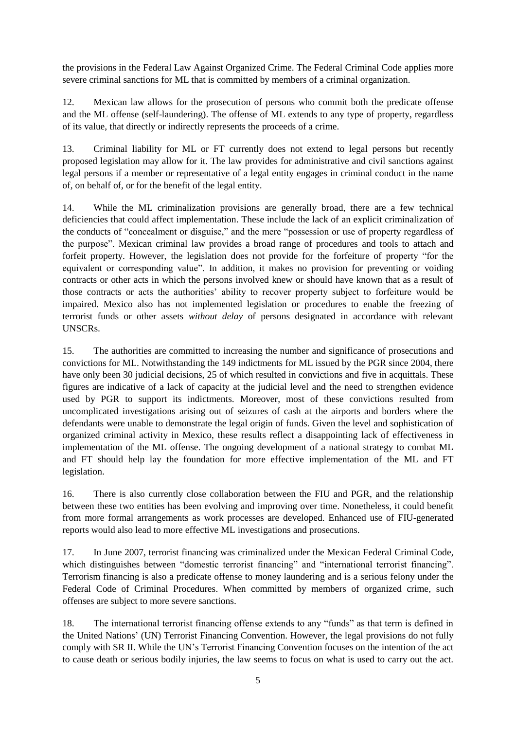the provisions in the Federal Law Against Organized Crime. The Federal Criminal Code applies more severe criminal sanctions for ML that is committed by members of a criminal organization.

12. Mexican law allows for the prosecution of persons who commit both the predicate offense and the ML offense (self-laundering). The offense of ML extends to any type of property, regardless of its value, that directly or indirectly represents the proceeds of a crime.

13. Criminal liability for ML or FT currently does not extend to legal persons but recently proposed legislation may allow for it. The law provides for administrative and civil sanctions against legal persons if a member or representative of a legal entity engages in criminal conduct in the name of, on behalf of, or for the benefit of the legal entity.

14. While the ML criminalization provisions are generally broad, there are a few technical deficiencies that could affect implementation. These include the lack of an explicit criminalization of the conducts of "concealment or disguise," and the mere "possession or use of property regardless of the purpose". Mexican criminal law provides a broad range of procedures and tools to attach and forfeit property. However, the legislation does not provide for the forfeiture of property "for the equivalent or corresponding value". In addition, it makes no provision for preventing or voiding contracts or other acts in which the persons involved knew or should have known that as a result of those contracts or acts the authorities' ability to recover property subject to forfeiture would be impaired. Mexico also has not implemented legislation or procedures to enable the freezing of terrorist funds or other assets *without delay* of persons designated in accordance with relevant UNSCRs.

15. The authorities are committed to increasing the number and significance of prosecutions and convictions for ML. Notwithstanding the 149 indictments for ML issued by the PGR since 2004, there have only been 30 judicial decisions, 25 of which resulted in convictions and five in acquittals. These figures are indicative of a lack of capacity at the judicial level and the need to strengthen evidence used by PGR to support its indictments. Moreover, most of these convictions resulted from uncomplicated investigations arising out of seizures of cash at the airports and borders where the defendants were unable to demonstrate the legal origin of funds. Given the level and sophistication of organized criminal activity in Mexico, these results reflect a disappointing lack of effectiveness in implementation of the ML offense. The ongoing development of a national strategy to combat ML and FT should help lay the foundation for more effective implementation of the ML and FT legislation.

16. There is also currently close collaboration between the FIU and PGR, and the relationship between these two entities has been evolving and improving over time. Nonetheless, it could benefit from more formal arrangements as work processes are developed. Enhanced use of FIU-generated reports would also lead to more effective ML investigations and prosecutions.

17. In June 2007, terrorist financing was criminalized under the Mexican Federal Criminal Code, which distinguishes between "domestic terrorist financing" and "international terrorist financing". Terrorism financing is also a predicate offense to money laundering and is a serious felony under the Federal Code of Criminal Procedures. When committed by members of organized crime, such offenses are subject to more severe sanctions.

18. The international terrorist financing offense extends to any "funds" as that term is defined in the United Nations' (UN) Terrorist Financing Convention. However, the legal provisions do not fully comply with SR II. While the UN's Terrorist Financing Convention focuses on the intention of the act to cause death or serious bodily injuries, the law seems to focus on what is used to carry out the act.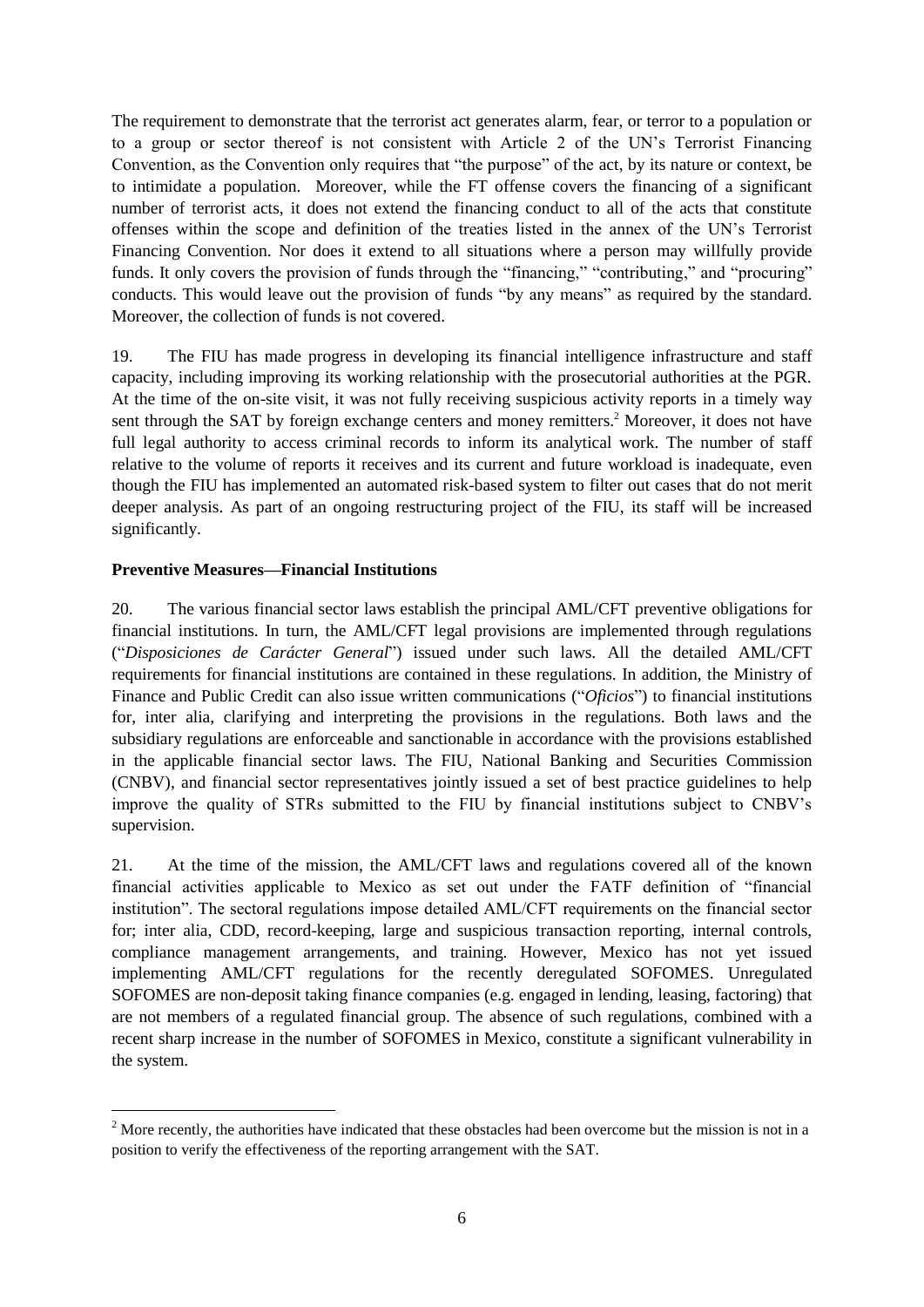The requirement to demonstrate that the terrorist act generates alarm, fear, or terror to a population or to a group or sector thereof is not consistent with Article 2 of the UN's Terrorist Financing Convention, as the Convention only requires that "the purpose" of the act, by its nature or context, be to intimidate a population. Moreover, while the FT offense covers the financing of a significant number of terrorist acts, it does not extend the financing conduct to all of the acts that constitute offenses within the scope and definition of the treaties listed in the annex of the UN's Terrorist Financing Convention. Nor does it extend to all situations where a person may willfully provide funds. It only covers the provision of funds through the "financing," "contributing," and "procuring" conducts. This would leave out the provision of funds "by any means" as required by the standard. Moreover, the collection of funds is not covered.

19. The FIU has made progress in developing its financial intelligence infrastructure and staff capacity, including improving its working relationship with the prosecutorial authorities at the PGR. At the time of the on-site visit, it was not fully receiving suspicious activity reports in a timely way sent through the SAT by foreign exchange centers and money remitters.[2] Moreover, it does not have full legal authority to access criminal records to inform its analytical work. The number of staff relative to the volume of reports it receives and its current and future workload is inadequate, even though the FIU has implemented an automated risk-based system to filter out cases that do not merit deeper analysis. As part of an ongoing restructuring project of the FIU, its staff will be increased significantly.

**Preventive Measures—Financial Institutions**

20. The various financial sector laws establish the principal AML/CFT preventive obligations for financial institutions. In turn, the AML/CFT legal provisions are implemented through regulations ("*Disposiciones de Carácter General*") issued under such laws. All the detailed AML/CFT requirements for financial institutions are contained in these regulations. In addition, the Ministry of Finance and Public Credit can also issue written communications ("*Oficios*") to financial institutions for, inter alia, clarifying and interpreting the provisions in the regulations. Both laws and the subsidiary regulations are enforceable and sanctionable in accordance with the provisions established in the applicable financial sector laws. The FIU, National Banking and Securities Commission (CNBV), and financial sector representatives jointly issued a set of best practice guidelines to help improve the quality of STRs submitted to the FIU by financial institutions subject to CNBV's supervision.

21. At the time of the mission, the AML/CFT laws and regulations covered all of the known financial activities applicable to Mexico as set out under the FATF definition of "financial institution". The sectoral regulations impose detailed AML/CFT requirements on the financial sector for; inter alia, CDD, record-keeping, large and suspicious transaction reporting, internal controls, compliance management arrangements, and training. However, Mexico has not yet issued implementing AML/CFT regulations for the recently deregulated SOFOMES. Unregulated SOFOMES are non-deposit taking finance companies (e.g. engaged in lending, leasing, factoring) that are not members of a regulated financial group. The absence of such regulations, combined with a recent sharp increase in the number of SOFOMES in Mexico, constitute a significant vulnerability in the system.

[2] More recently, the authorities have indicated that these obstacles had been overcome but the mission is not in a position to verify the effectiveness of the reporting arrangement with the SAT.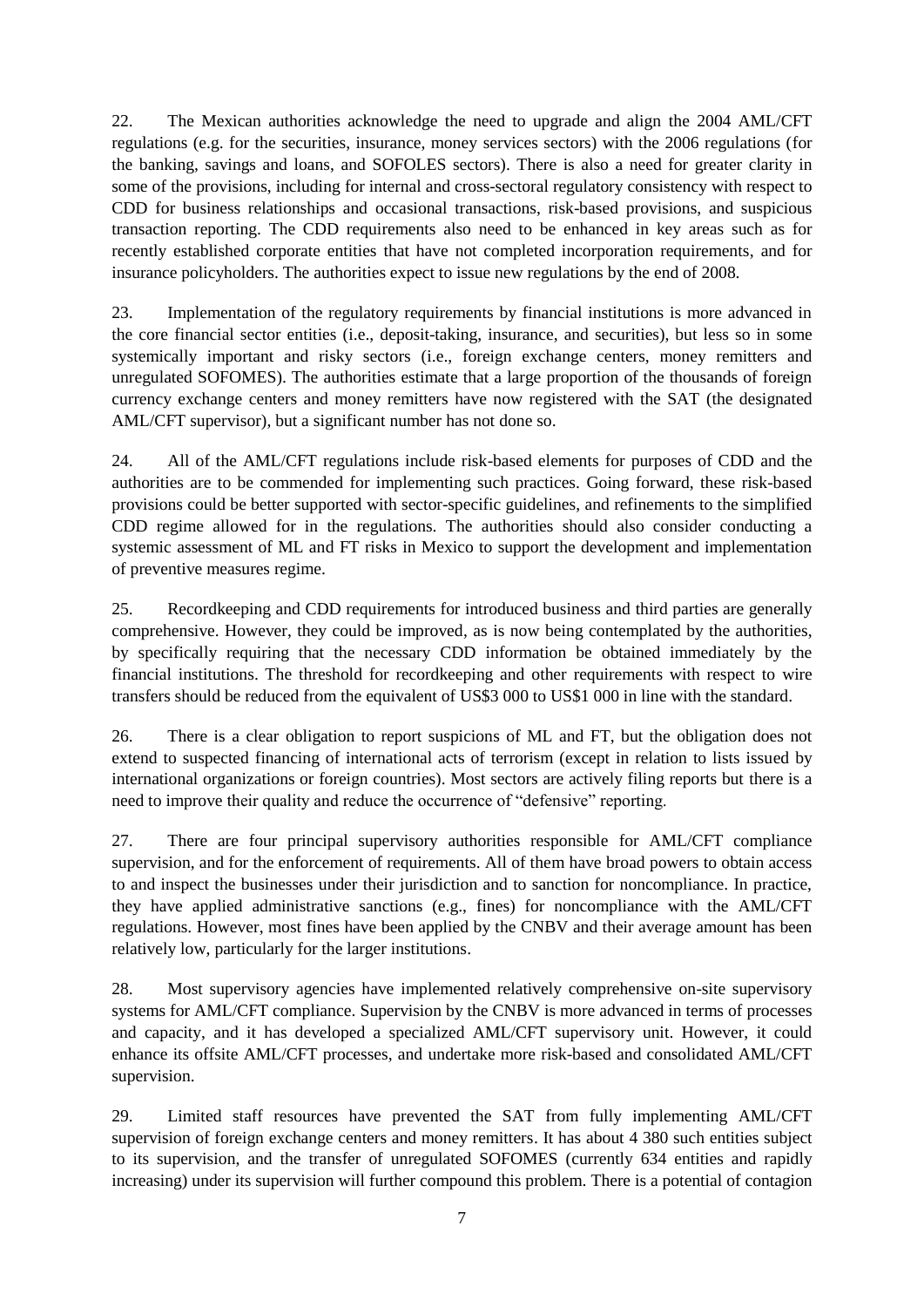22. The Mexican authorities acknowledge the need to upgrade and align the 2004 AML/CFT regulations (e.g. for the securities, insurance, money services sectors) with the 2006 regulations (for the banking, savings and loans, and SOFOLES sectors). There is also a need for greater clarity in some of the provisions, including for internal and cross-sectoral regulatory consistency with respect to CDD for business relationships and occasional transactions, risk-based provisions, and suspicious transaction reporting. The CDD requirements also need to be enhanced in key areas such as for recently established corporate entities that have not completed incorporation requirements, and for insurance policyholders. The authorities expect to issue new regulations by the end of 2008.

23. Implementation of the regulatory requirements by financial institutions is more advanced in the core financial sector entities (i.e., deposit-taking, insurance, and securities), but less so in some systemically important and risky sectors (i.e., foreign exchange centers, money remitters and unregulated SOFOMES). The authorities estimate that a large proportion of the thousands of foreign currency exchange centers and money remitters have now registered with the SAT (the designated AML/CFT supervisor), but a significant number has not done so.

24. All of the AML/CFT regulations include risk-based elements for purposes of CDD and the authorities are to be commended for implementing such practices. Going forward, these risk-based provisions could be better supported with sector-specific guidelines, and refinements to the simplified CDD regime allowed for in the regulations. The authorities should also consider conducting a systemic assessment of ML and FT risks in Mexico to support the development and implementation of preventive measures regime.

25. Recordkeeping and CDD requirements for introduced business and third parties are generally comprehensive. However, they could be improved, as is now being contemplated by the authorities, by specifically requiring that the necessary CDD information be obtained immediately by the financial institutions. The threshold for recordkeeping and other requirements with respect to wire transfers should be reduced from the equivalent of US$3 000 to US$1 000 in line with the standard.

26. There is a clear obligation to report suspicions of ML and FT, but the obligation does not extend to suspected financing of international acts of terrorism (except in relation to lists issued by international organizations or foreign countries). Most sectors are actively filing reports but there is a need to improve their quality and reduce the occurrence of "defensive" reporting.

27. There are four principal supervisory authorities responsible for AML/CFT compliance supervision, and for the enforcement of requirements. All of them have broad powers to obtain access to and inspect the businesses under their jurisdiction and to sanction for noncompliance. In practice, they have applied administrative sanctions (e.g., fines) for noncompliance with the AML/CFT regulations. However, most fines have been applied by the CNBV and their average amount has been relatively low, particularly for the larger institutions.

28. Most supervisory agencies have implemented relatively comprehensive on-site supervisory systems for AML/CFT compliance. Supervision by the CNBV is more advanced in terms of processes and capacity, and it has developed a specialized AML/CFT supervisory unit. However, it could enhance its offsite AML/CFT processes, and undertake more risk-based and consolidated AML/CFT supervision.

29. Limited staff resources have prevented the SAT from fully implementing AML/CFT supervision of foreign exchange centers and money remitters. It has about 4 380 such entities subject to its supervision, and the transfer of unregulated SOFOMES (currently 634 entities and rapidly increasing) under its supervision will further compound this problem. There is a potential of contagion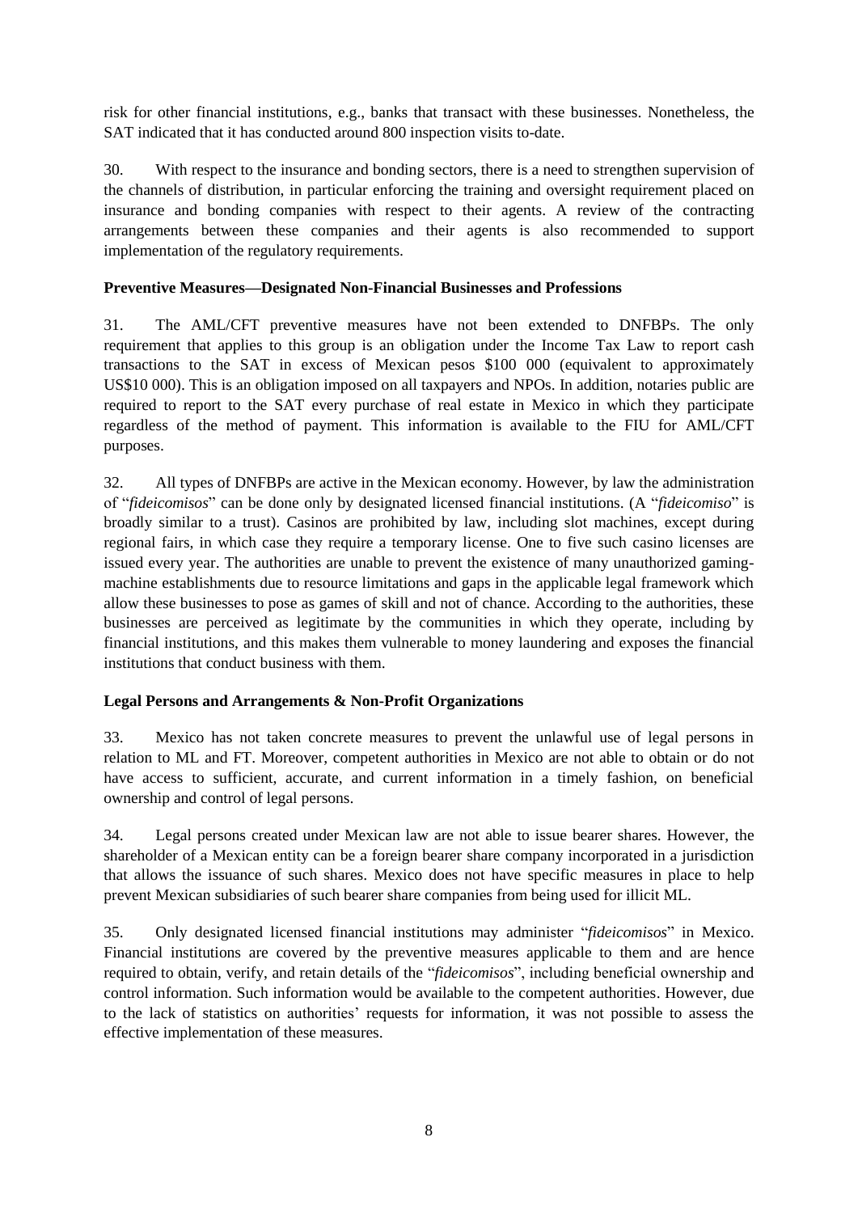risk for other financial institutions, e.g., banks that transact with these businesses. Nonetheless, the SAT indicated that it has conducted around 800 inspection visits to-date.

30. With respect to the insurance and bonding sectors, there is a need to strengthen supervision of the channels of distribution, in particular enforcing the training and oversight requirement placed on insurance and bonding companies with respect to their agents. A review of the contracting arrangements between these companies and their agents is also recommended to support implementation of the regulatory requirements.

**Preventive Measures—Designated Non-Financial Businesses and Professions**

31. The AML/CFT preventive measures have not been extended to DNFBPs. The only requirement that applies to this group is an obligation under the Income Tax Law to report cash transactions to the SAT in excess of Mexican pesos $100 000 (equivalent to approximately US$10 000). This is an obligation imposed on all taxpayers and NPOs. In addition, notaries public are required to report to the SAT every purchase of real estate in Mexico in which they participate regardless of the method of payment. This information is available to the FIU for AML/CFT purposes.

32. All types of DNFBPs are active in the Mexican economy. However, by law the administration of "*fideicomisos*" can be done only by designated licensed financial institutions. (A "*fideicomiso*" is broadly similar to a trust). Casinos are prohibited by law, including slot machines, except during regional fairs, in which case they require a temporary license. One to five such casino licenses are issued every year. The authorities are unable to prevent the existence of many unauthorized gaming-machine establishments due to resource limitations and gaps in the applicable legal framework which allow these businesses to pose as games of skill and not of chance. According to the authorities, these businesses are perceived as legitimate by the communities in which they operate, including by financial institutions, and this makes them vulnerable to money laundering and exposes the financial institutions that conduct business with them.

**Legal Persons and Arrangements & Non-Profit Organizations**

33. Mexico has not taken concrete measures to prevent the unlawful use of legal persons in relation to ML and FT. Moreover, competent authorities in Mexico are not able to obtain or do not have access to sufficient, accurate, and current information in a timely fashion, on beneficial ownership and control of legal persons.

34. Legal persons created under Mexican law are not able to issue bearer shares. However, the shareholder of a Mexican entity can be a foreign bearer share company incorporated in a jurisdiction that allows the issuance of such shares. Mexico does not have specific measures in place to help prevent Mexican subsidiaries of such bearer share companies from being used for illicit ML.

35. Only designated licensed financial institutions may administer "*fideicomisos*" in Mexico. Financial institutions are covered by the preventive measures applicable to them and are hence required to obtain, verify, and retain details of the "*fideicomisos*", including beneficial ownership and control information. Such information would be available to the competent authorities. However, due to the lack of statistics on authorities' requests for information, it was not possible to assess the effective implementation of these measures.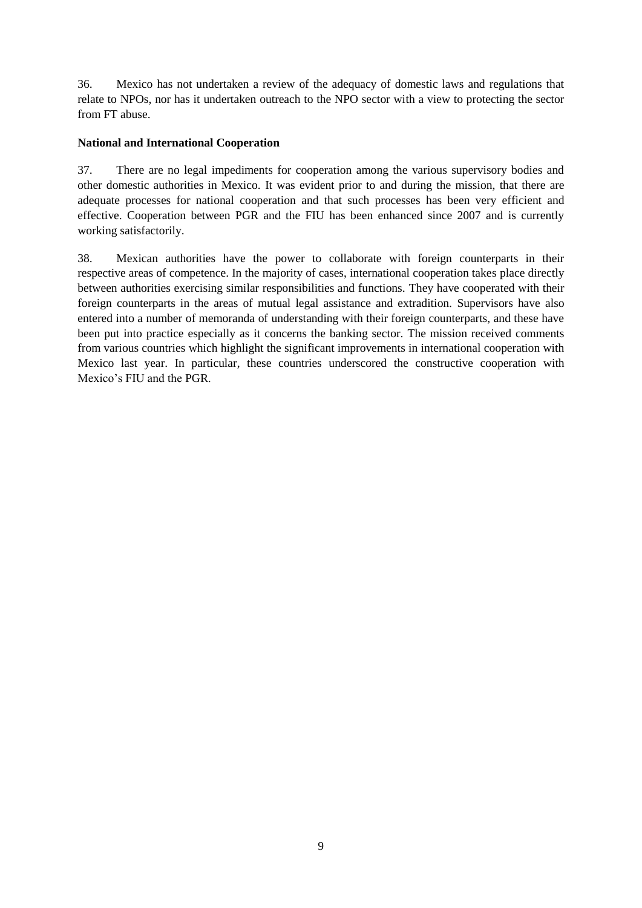36. Mexico has not undertaken a review of the adequacy of domestic laws and regulations that relate to NPOs, nor has it undertaken outreach to the NPO sector with a view to protecting the sector from FT abuse.

**National and International Cooperation**

37. There are no legal impediments for cooperation among the various supervisory bodies and other domestic authorities in Mexico. It was evident prior to and during the mission, that there are adequate processes for national cooperation and that such processes has been very efficient and effective. Cooperation between PGR and the FIU has been enhanced since 2007 and is currently working satisfactorily.

38. Mexican authorities have the power to collaborate with foreign counterparts in their respective areas of competence. In the majority of cases, international cooperation takes place directly between authorities exercising similar responsibilities and functions. They have cooperated with their foreign counterparts in the areas of mutual legal assistance and extradition. Supervisors have also entered into a number of memoranda of understanding with their foreign counterparts, and these have been put into practice especially as it concerns the banking sector. The mission received comments from various countries which highlight the significant improvements in international cooperation with Mexico last year. In particular, these countries underscored the constructive cooperation with Mexico's FIU and the PGR.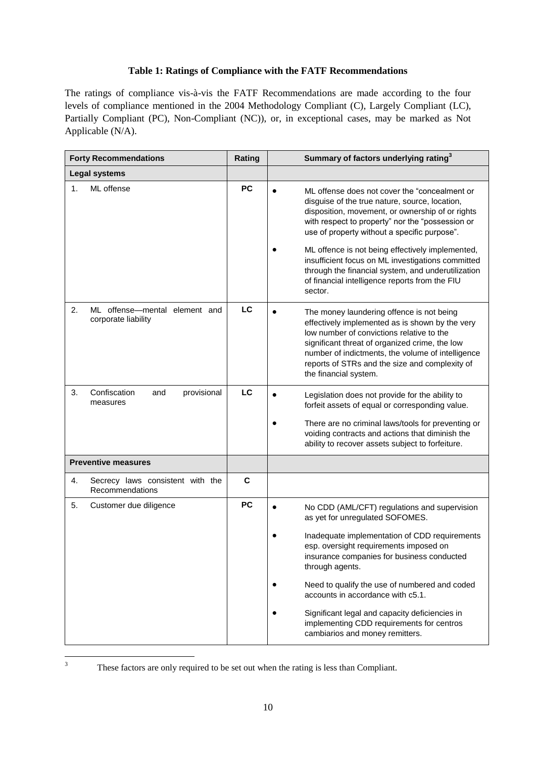**Table 1: Ratings of Compliance with the FATF Recommendations**

The ratings of compliance vis-à-vis the FATF Recommendations are made according to the four levels of compliance mentioned in the 2004 Methodology Compliant (C), Largely Compliant (LC), Partially Compliant (PC), Non-Compliant (NC)), or, in exceptional cases, may be marked as Not Applicable (N/A).

| Forty Recommendations | Rating | Summary of factors underlying rating[3] |
|---|---|---|
| **Legal systems** | | |
| 1. ML offense | **PC** | • ML offense does not cover the "concealment or disguise of the true nature, source, location, disposition, movement, or ownership of or rights with respect to property" nor the "possession or use of property without a specific purpose".<br>• ML offence is not being effectively implemented, insufficient focus on ML investigations committed through the financial system, and underutilization of financial intelligence reports from the FIU sector. |
| 2. ML offense—mental element and corporate liability | **LC** | • The money laundering offence is not being effectively implemented as is shown by the very low number of convictions relative to the significant threat of organized crime, the low number of indictments, the volume of intelligence reports of STRs and the size and complexity of the financial system. |
| 3. Confiscation and provisional measures | **LC** | • Legislation does not provide for the ability to forfeit assets of equal or corresponding value.<br>• There are no criminal laws/tools for preventing or voiding contracts and actions that diminish the ability to recover assets subject to forfeiture. |
| **Preventive measures** | | |
| 4. Secrecy laws consistent with the Recommendations | **C** | |
| 5. Customer due diligence | **PC** | • No CDD (AML/CFT) regulations and supervision as yet for unregulated SOFOMES.<br>• Inadequate implementation of CDD requirements esp. oversight requirements imposed on insurance companies for business conducted through agents.<br>• Need to qualify the use of numbered and coded accounts in accordance with c5.1.<br>• Significant legal and capacity deficiencies in implementing CDD requirements for centros cambiarios and money remitters. |

[3] These factors are only required to be set out when the rating is less than Compliant.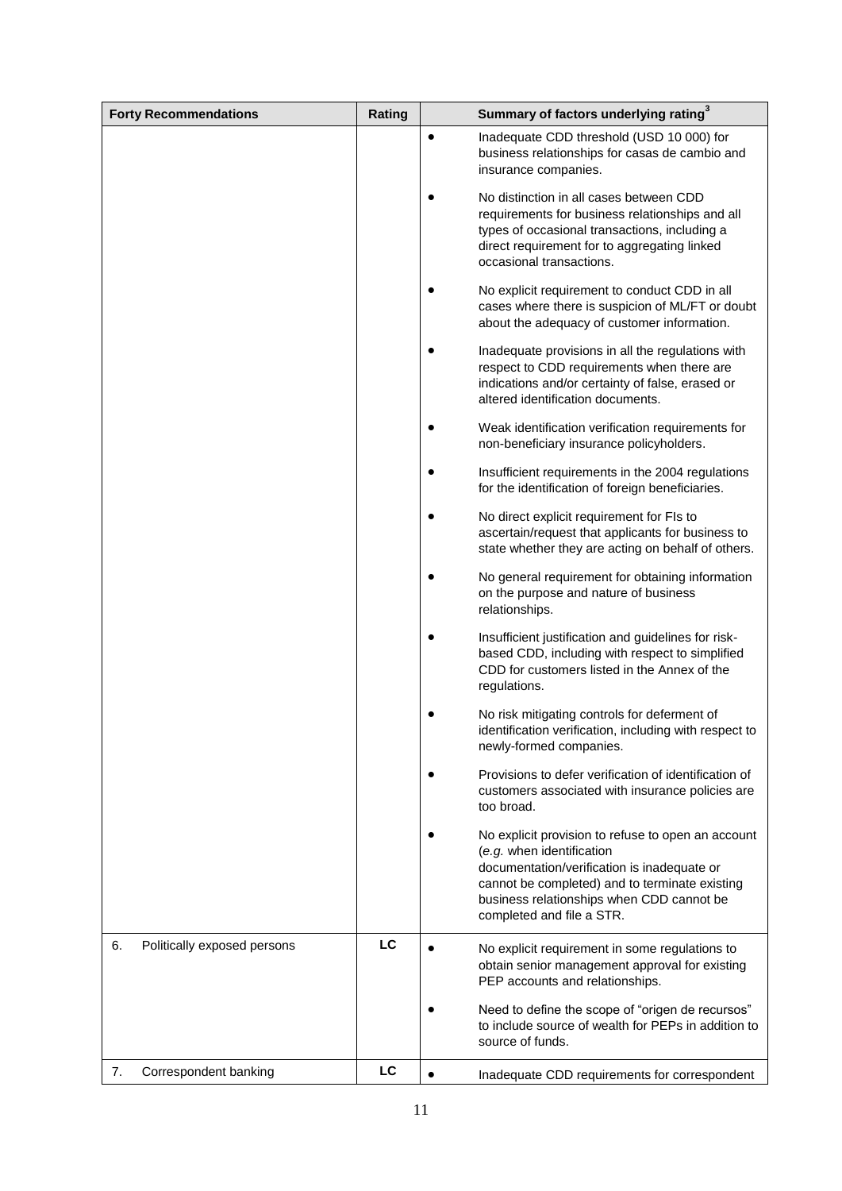| Forty Recommendations | Rating | Summary of factors underlying rating[3] |
| --- | --- | --- |
| | | • Inadequate CDD threshold (USD 10 000) for business relationships for casas de cambio and insurance companies.<br>• No distinction in all cases between CDD requirements for business relationships and all types of occasional transactions, including a direct requirement for to aggregating linked occasional transactions.<br>• No explicit requirement to conduct CDD in all cases where there is suspicion of ML/FT or doubt about the adequacy of customer information.<br>• Inadequate provisions in all the regulations with respect to CDD requirements when there are indications and/or certainty of false, erased or altered identification documents.<br>• Weak identification verification requirements for non-beneficiary insurance policyholders.<br>• Insufficient requirements in the 2004 regulations for the identification of foreign beneficiaries.<br>• No direct explicit requirement for FIs to ascertain/request that applicants for business to state whether they are acting on behalf of others.<br>• No general requirement for obtaining information on the purpose and nature of business relationships.<br>• Insufficient justification and guidelines for risk-based CDD, including with respect to simplified CDD for customers listed in the Annex of the regulations.<br>• No risk mitigating controls for deferment of identification verification, including with respect to newly-formed companies.<br>• Provisions to defer verification of identification of customers associated with insurance policies are too broad.<br>• No explicit provision to refuse to open an account (*e.g.* when identification documentation/verification is inadequate or cannot be completed) and to terminate existing business relationships when CDD cannot be completed and file a STR. |
| 6. Politically exposed persons | **LC** | • No explicit requirement in some regulations to obtain senior management approval for existing PEP accounts and relationships.<br>• Need to define the scope of "origen de recursos" to include source of wealth for PEPs in addition to source of funds. |
| 7. Correspondent banking | **LC** | • Inadequate CDD requirements for correspondent |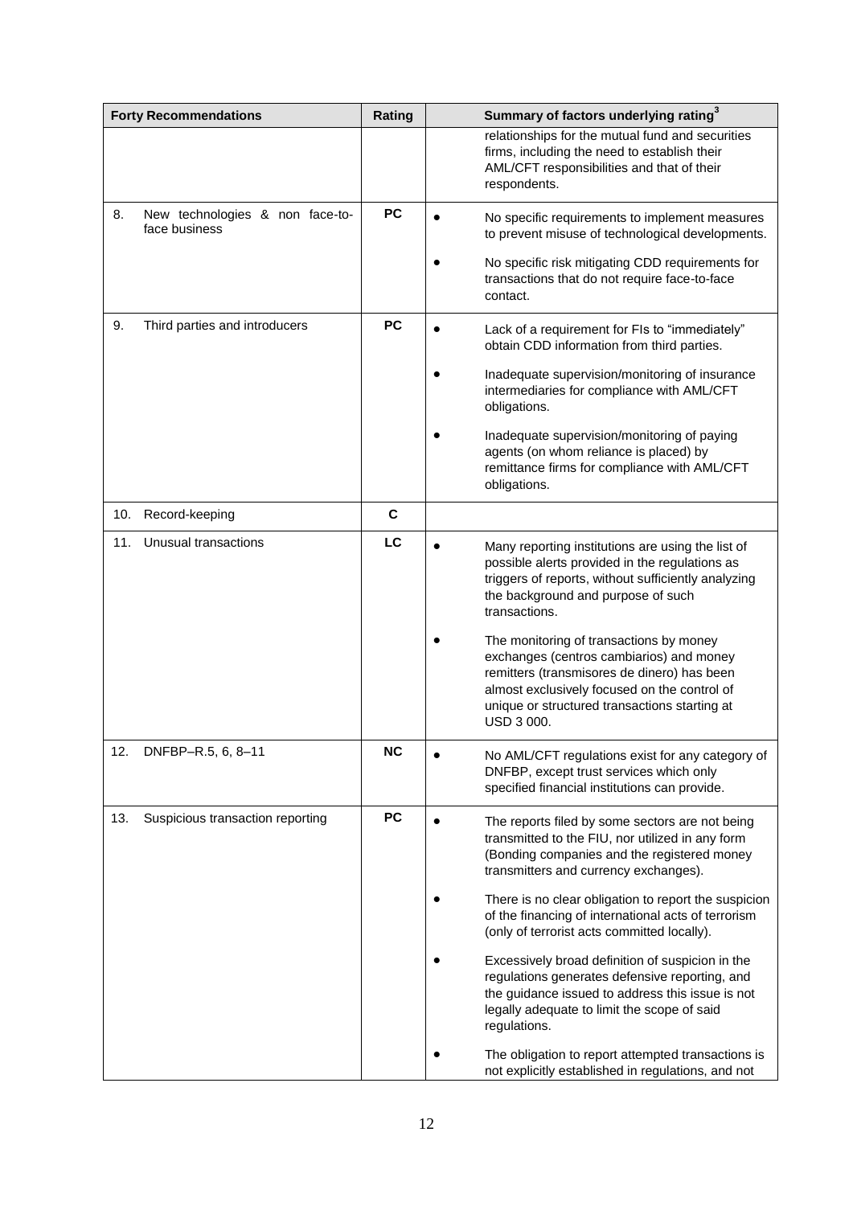| Forty Recommendations | Rating | Summary of factors underlying rating[3] |
|---|---|---|
| | | relationships for the mutual fund and securities firms, including the need to establish their AML/CFT responsibilities and that of their respondents. |
| 8. New technologies & non face-to-face business | PC | • No specific requirements to implement measures to prevent misuse of technological developments.<br>• No specific risk mitigating CDD requirements for transactions that do not require face-to-face contact. |
| 9. Third parties and introducers | PC | • Lack of a requirement for FIs to "immediately" obtain CDD information from third parties.<br>• Inadequate supervision/monitoring of insurance intermediaries for compliance with AML/CFT obligations.<br>• Inadequate supervision/monitoring of paying agents (on whom reliance is placed) by remittance firms for compliance with AML/CFT obligations. |
| 10. Record-keeping | C | |
| 11. Unusual transactions | LC | • Many reporting institutions are using the list of possible alerts provided in the regulations as triggers of reports, without sufficiently analyzing the background and purpose of such transactions.<br>• The monitoring of transactions by money exchanges (centros cambiarios) and money remitters (transmisores de dinero) has been almost exclusively focused on the control of unique or structured transactions starting at USD 3 000. |
| 12. DNFBP–R.5, 6, 8–11 | NC | • No AML/CFT regulations exist for any category of DNFBP, except trust services which only specified financial institutions can provide. |
| 13. Suspicious transaction reporting | PC | • The reports filed by some sectors are not being transmitted to the FIU, nor utilized in any form (Bonding companies and the registered money transmitters and currency exchanges).<br>• There is no clear obligation to report the suspicion of the financing of international acts of terrorism (only of terrorist acts committed locally).<br>• Excessively broad definition of suspicion in the regulations generates defensive reporting, and the guidance issued to address this issue is not legally adequate to limit the scope of said regulations.<br>• The obligation to report attempted transactions is not explicitly established in regulations, and not |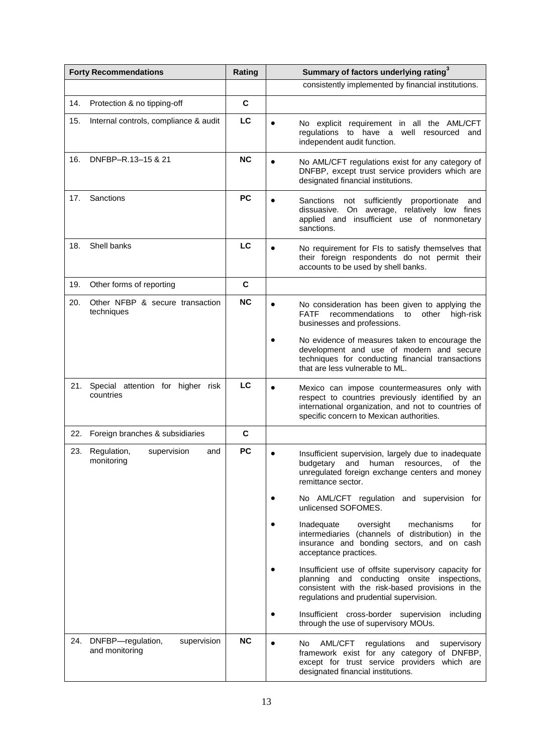| Forty Recommendations | Rating | Summary of factors underlying rating[3] |
|---|---|---|
| | | consistently implemented by financial institutions. |
| 14. Protection & no tipping-off | C | |
| 15. Internal controls, compliance & audit | LC | • No explicit requirement in all the AML/CFT regulations to have a well resourced and independent audit function. |
| 16. DNFBP–R.13–15 & 21 | NC | • No AML/CFT regulations exist for any category of DNFBP, except trust service providers which are designated financial institutions. |
| 17. Sanctions | PC | • Sanctions not sufficiently proportionate and dissuasive. On average, relatively low fines applied and insufficient use of nonmonetary sanctions. |
| 18. Shell banks | LC | • No requirement for FIs to satisfy themselves that their foreign respondents do not permit their accounts to be used by shell banks. |
| 19. Other forms of reporting | C | |
| 20. Other NFBP & secure transaction techniques | NC | • No consideration has been given to applying the FATF recommendations to other high-risk businesses and professions.<br>• No evidence of measures taken to encourage the development and use of modern and secure techniques for conducting financial transactions that are less vulnerable to ML. |
| 21. Special attention for higher risk countries | LC | • Mexico can impose countermeasures only with respect to countries previously identified by an international organization, and not to countries of specific concern to Mexican authorities. |
| 22. Foreign branches & subsidiaries | C | |
| 23. Regulation, supervision and monitoring | PC | • Insufficient supervision, largely due to inadequate budgetary and human resources, of the unregulated foreign exchange centers and money remittance sector.<br>• No AML/CFT regulation and supervision for unlicensed SOFOMES.<br>• Inadequate oversight mechanisms for intermediaries (channels of distribution) in the insurance and bonding sectors, and on cash acceptance practices.<br>• Insufficient use of offsite supervisory capacity for planning and conducting onsite inspections, consistent with the risk-based provisions in the regulations and prudential supervision.<br>• Insufficient cross-border supervision including through the use of supervisory MOUs. |
| 24. DNFBP—regulation, supervision and monitoring | NC | • No AML/CFT regulations and supervisory framework exist for any category of DNFBP, except for trust service providers which are designated financial institutions. |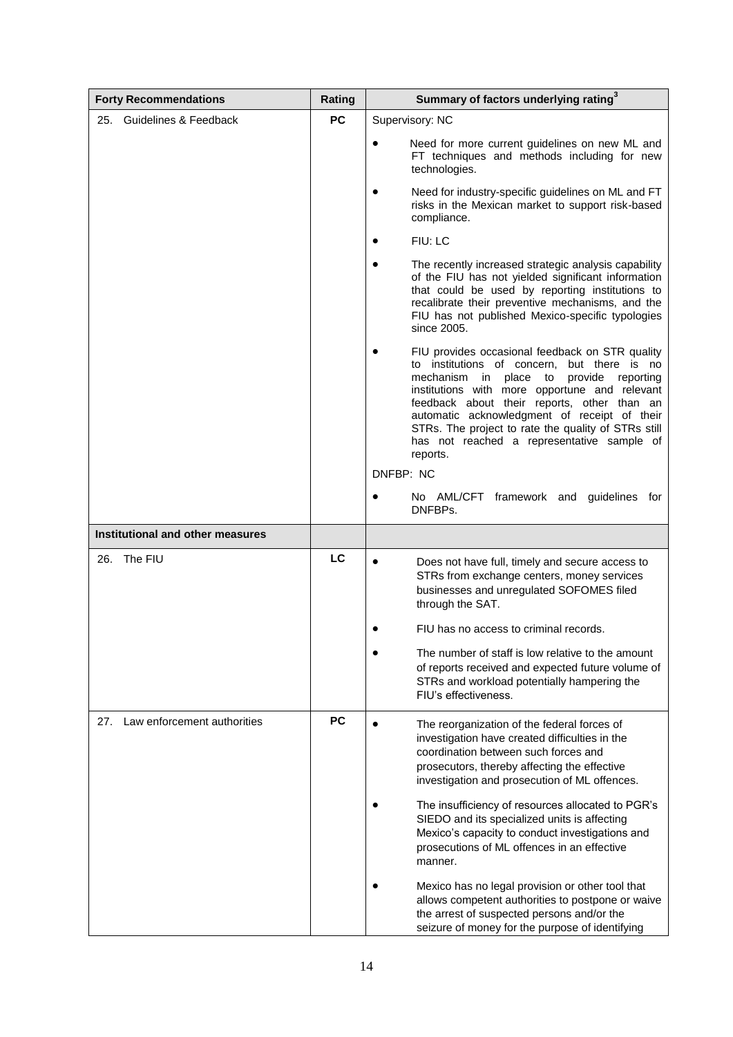| Forty Recommendations | Rating | Summary of factors underlying rating[3] |
|---|---|---|
| 25. Guidelines & Feedback | PC | Supervisory: NC<br>• Need for more current guidelines on new ML and FT techniques and methods including for new technologies.<br>• Need for industry-specific guidelines on ML and FT risks in the Mexican market to support risk-based compliance.<br>• FIU: LC<br>• The recently increased strategic analysis capability of the FIU has not yielded significant information that could be used by reporting institutions to recalibrate their preventive mechanisms, and the FIU has not published Mexico-specific typologies since 2005.<br>• FIU provides occasional feedback on STR quality to institutions of concern, but there is no mechanism in place to provide reporting institutions with more opportune and relevant feedback about their reports, other than an automatic acknowledgment of receipt of their STRs. The project to rate the quality of STRs still has not reached a representative sample of reports.<br>DNFBP: NC<br>• No AML/CFT framework and guidelines for DNFBPs. |
| **Institutional and other measures** | | |
| 26. The FIU | LC | • Does not have full, timely and secure access to STRs from exchange centers, money services businesses and unregulated SOFOMES filed through the SAT.<br>• FIU has no access to criminal records.<br>• The number of staff is low relative to the amount of reports received and expected future volume of STRs and workload potentially hampering the FIU's effectiveness. |
| 27. Law enforcement authorities | PC | • The reorganization of the federal forces of investigation have created difficulties in the coordination between such forces and prosecutors, thereby affecting the effective investigation and prosecution of ML offences.<br>• The insufficiency of resources allocated to PGR's SIEDO and its specialized units is affecting Mexico's capacity to conduct investigations and prosecutions of ML offences in an effective manner.<br>• Mexico has no legal provision or other tool that allows competent authorities to postpone or waive the arrest of suspected persons and/or the seizure of money for the purpose of identifying |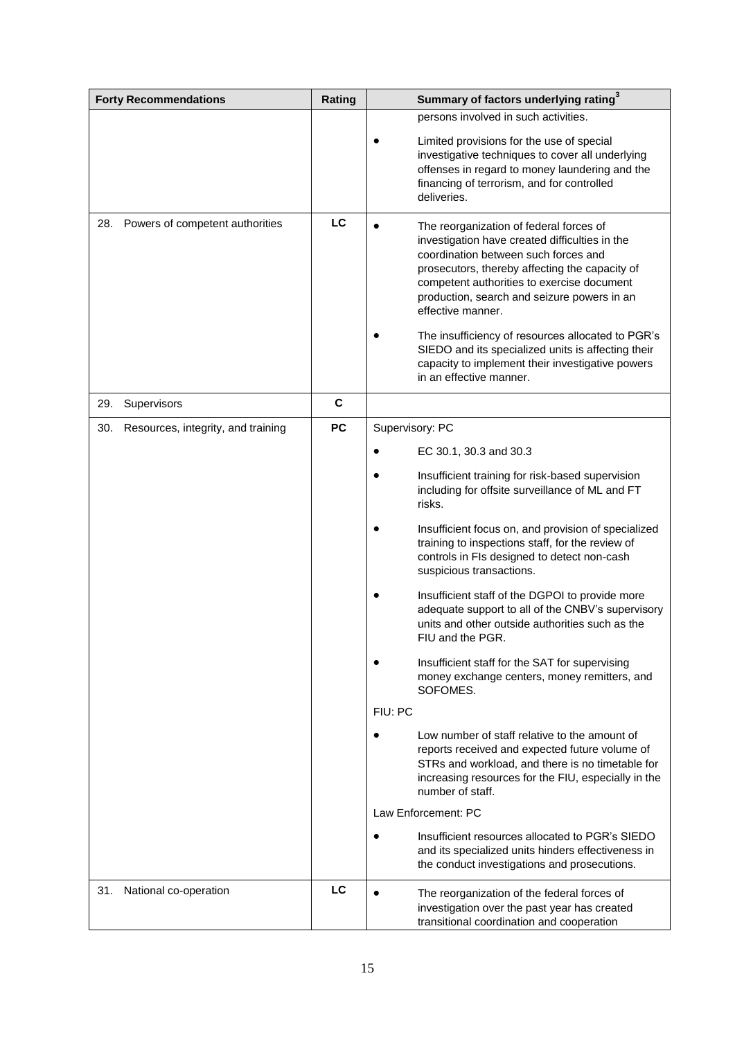| Forty Recommendations | Rating | Summary of factors underlying rating[3] |
|---|---|---|
| | | persons involved in such activities.<br>• Limited provisions for the use of special investigative techniques to cover all underlying offenses in regard to money laundering and the financing of terrorism, and for controlled deliveries. |
| 28. Powers of competent authorities | **LC** | • The reorganization of federal forces of investigation have created difficulties in the coordination between such forces and prosecutors, thereby affecting the capacity of competent authorities to exercise document production, search and seizure powers in an effective manner.<br>• The insufficiency of resources allocated to PGR's SIEDO and its specialized units is affecting their capacity to implement their investigative powers in an effective manner. |
| 29. Supervisors | **C** | |
| 30. Resources, integrity, and training | **PC** | Supervisory: PC<br>• EC 30.1, 30.3 and 30.3<br>• Insufficient training for risk-based supervision including for offsite surveillance of ML and FT risks.<br>• Insufficient focus on, and provision of specialized training to inspections staff, for the review of controls in FIs designed to detect non-cash suspicious transactions.<br>• Insufficient staff of the DGPOI to provide more adequate support to all of the CNBV's supervisory units and other outside authorities such as the FIU and the PGR.<br>• Insufficient staff for the SAT for supervising money exchange centers, money remitters, and SOFOMES.<br>FIU: PC<br>• Low number of staff relative to the amount of reports received and expected future volume of STRs and workload, and there is no timetable for increasing resources for the FIU, especially in the number of staff.<br>Law Enforcement: PC<br>• Insufficient resources allocated to PGR's SIEDO and its specialized units hinders effectiveness in the conduct investigations and prosecutions. |
| 31. National co-operation | **LC** | • The reorganization of the federal forces of investigation over the past year has created transitional coordination and cooperation |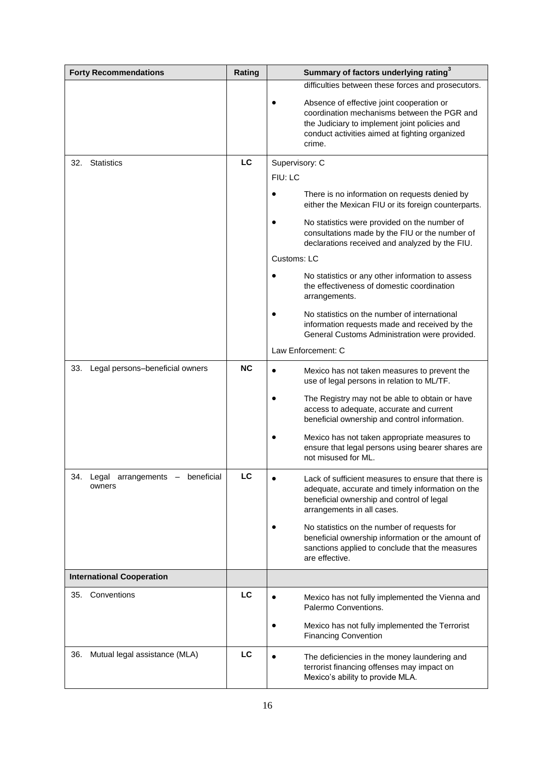| Forty Recommendations | Rating | Summary of factors underlying rating[3] |
| --- | --- | --- |
| | | difficulties between these forces and prosecutors.<br>• Absence of effective joint cooperation or coordination mechanisms between the PGR and the Judiciary to implement joint policies and conduct activities aimed at fighting organized crime. |
| 32. Statistics | **LC** | Supervisory: C<br>FIU: LC<br>• There is no information on requests denied by either the Mexican FIU or its foreign counterparts.<br>• No statistics were provided on the number of consultations made by the FIU or the number of declarations received and analyzed by the FIU.<br>Customs: LC<br>• No statistics or any other information to assess the effectiveness of domestic coordination arrangements.<br>• No statistics on the number of international information requests made and received by the General Customs Administration were provided.<br>Law Enforcement: C |
| 33. Legal persons–beneficial owners | **NC** | • Mexico has not taken measures to prevent the use of legal persons in relation to ML/TF.<br>• The Registry may not be able to obtain or have access to adequate, accurate and current beneficial ownership and control information.<br>• Mexico has not taken appropriate measures to ensure that legal persons using bearer shares are not misused for ML. |
| 34. Legal arrangements – beneficial owners | **LC** | • Lack of sufficient measures to ensure that there is adequate, accurate and timely information on the beneficial ownership and control of legal arrangements in all cases.<br>• No statistics on the number of requests for beneficial ownership information or the amount of sanctions applied to conclude that the measures are effective. |
| **International Cooperation** | | |
| 35. Conventions | **LC** | • Mexico has not fully implemented the Vienna and Palermo Conventions.<br>• Mexico has not fully implemented the Terrorist Financing Convention |
| 36. Mutual legal assistance (MLA) | **LC** | • The deficiencies in the money laundering and terrorist financing offenses may impact on Mexico's ability to provide MLA. |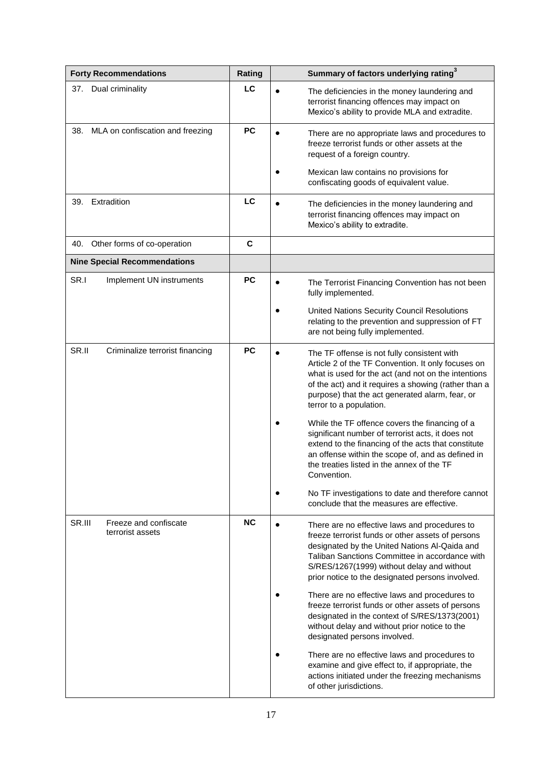| Forty Recommendations | Rating | Summary of factors underlying rating[3] |
|---|---|---|
| 37. Dual criminality | LC | • The deficiencies in the money laundering and terrorist financing offences may impact on Mexico's ability to provide MLA and extradite. |
| 38. MLA on confiscation and freezing | PC | • There are no appropriate laws and procedures to freeze terrorist funds or other assets at the request of a foreign country.<br>• Mexican law contains no provisions for confiscating goods of equivalent value. |
| 39. Extradition | LC | • The deficiencies in the money laundering and terrorist financing offences may impact on Mexico's ability to extradite. |
| 40. Other forms of co-operation | C | |
| **Nine Special Recommendations** | | |
| SR.I Implement UN instruments | PC | • The Terrorist Financing Convention has not been fully implemented.<br>• United Nations Security Council Resolutions relating to the prevention and suppression of FT are not being fully implemented. |
| SR.II Criminalize terrorist financing | PC | • The TF offense is not fully consistent with Article 2 of the TF Convention. It only focuses on what is used for the act (and not on the intentions of the act) and it requires a showing (rather than a purpose) that the act generated alarm, fear, or terror to a population.<br>• While the TF offence covers the financing of a significant number of terrorist acts, it does not extend to the financing of the acts that constitute an offense within the scope of, and as defined in the treaties listed in the annex of the TF Convention.<br>• No TF investigations to date and therefore cannot conclude that the measures are effective. |
| SR.III Freeze and confiscate terrorist assets | NC | • There are no effective laws and procedures to freeze terrorist funds or other assets of persons designated by the United Nations Al-Qaida and Taliban Sanctions Committee in accordance with S/RES/1267(1999) without delay and without prior notice to the designated persons involved.<br>• There are no effective laws and procedures to freeze terrorist funds or other assets of persons designated in the context of S/RES/1373(2001) without delay and without prior notice to the designated persons involved.<br>• There are no effective laws and procedures to examine and give effect to, if appropriate, the actions initiated under the freezing mechanisms of other jurisdictions. |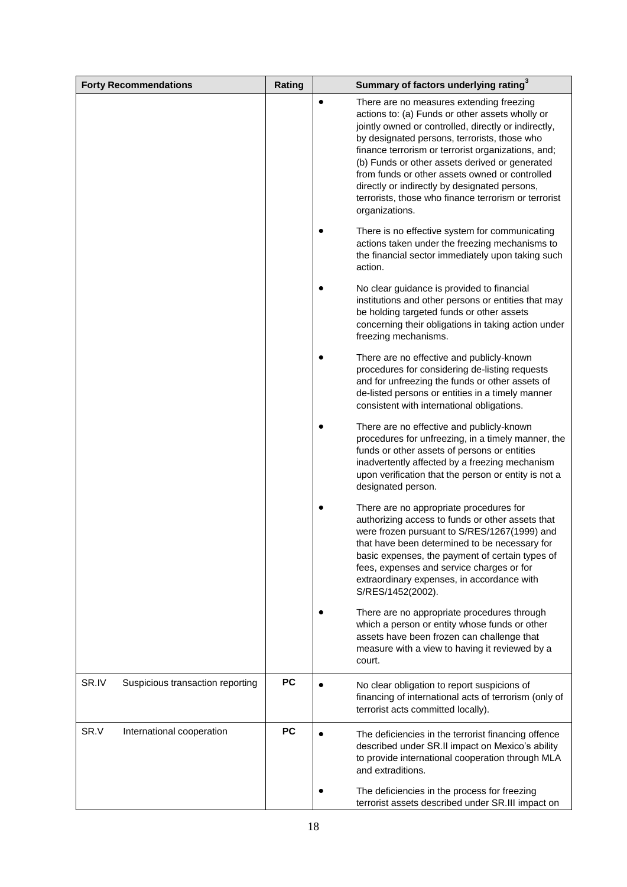| Forty Recommendations | | Rating | Summary of factors underlying rating[3] |
|---|---|---|---|
| | | | • There are no measures extending freezing actions to: (a) Funds or other assets wholly or jointly owned or controlled, directly or indirectly, by designated persons, terrorists, those who finance terrorism or terrorist organizations, and; (b) Funds or other assets derived or generated from funds or other assets owned or controlled directly or indirectly by designated persons, terrorists, those who finance terrorism or terrorist organizations.<br><br>• There is no effective system for communicating actions taken under the freezing mechanisms to the financial sector immediately upon taking such action.<br><br>• No clear guidance is provided to financial institutions and other persons or entities that may be holding targeted funds or other assets concerning their obligations in taking action under freezing mechanisms.<br><br>• There are no effective and publicly-known procedures for considering de-listing requests and for unfreezing the funds or other assets of de-listed persons or entities in a timely manner consistent with international obligations.<br><br>• There are no effective and publicly-known procedures for unfreezing, in a timely manner, the funds or other assets of persons or entities inadvertently affected by a freezing mechanism upon verification that the person or entity is not a designated person.<br><br>• There are no appropriate procedures for authorizing access to funds or other assets that were frozen pursuant to S/RES/1267(1999) and that have been determined to be necessary for basic expenses, the payment of certain types of fees, expenses and service charges or for extraordinary expenses, in accordance with S/RES/1452(2002).<br><br>• There are no appropriate procedures through which a person or entity whose funds or other assets have been frozen can challenge that measure with a view to having it reviewed by a court. |
| SR.IV | Suspicious transaction reporting | **PC** | • No clear obligation to report suspicions of financing of international acts of terrorism (only of terrorist acts committed locally). |
| SR.V | International cooperation | **PC** | • The deficiencies in the terrorist financing offence described under SR.II impact on Mexico's ability to provide international cooperation through MLA and extraditions.<br><br>• The deficiencies in the process for freezing terrorist assets described under SR.III impact on |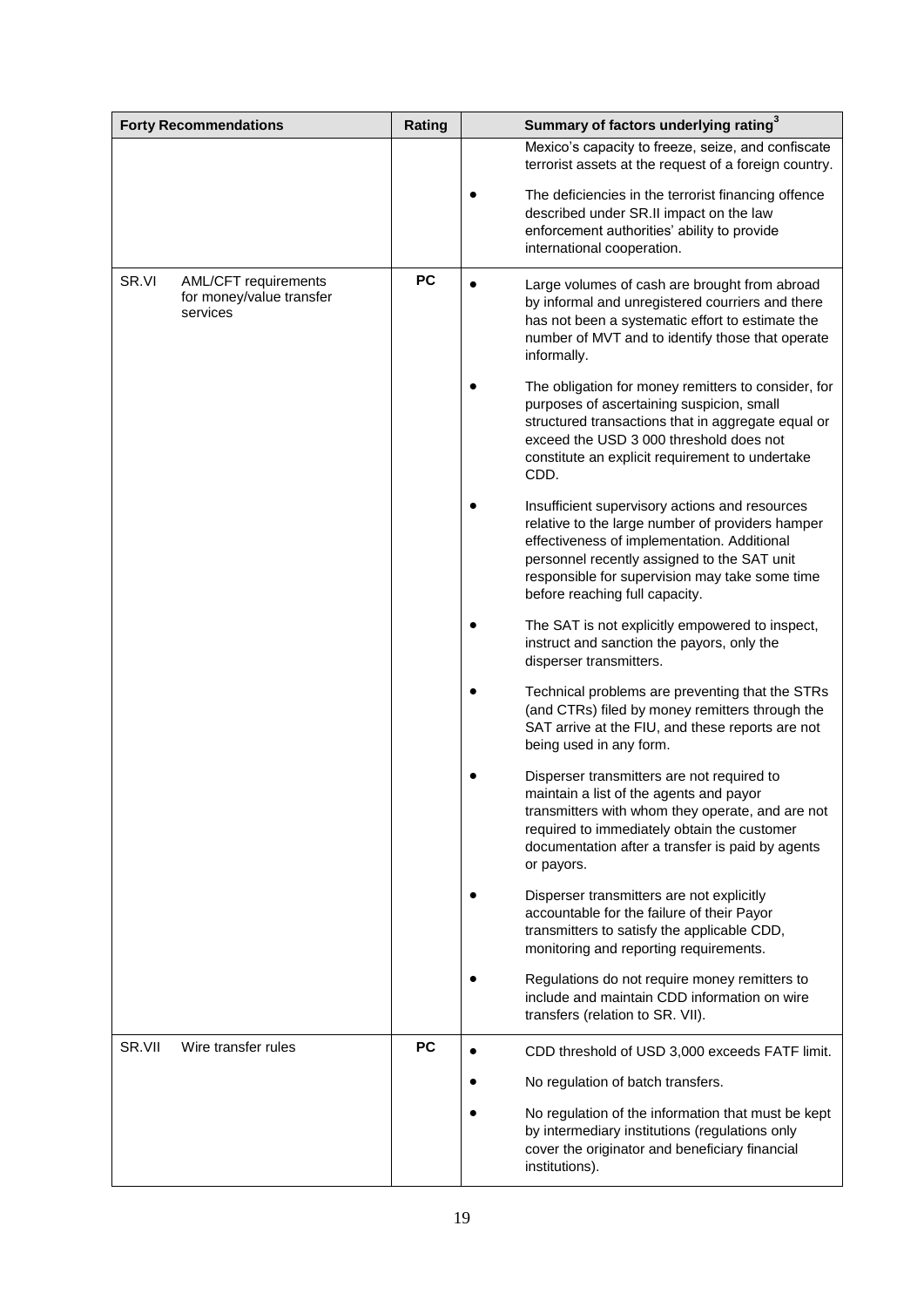| Forty Recommendations | | Rating | Summary of factors underlying rating[3] |
|---|---|---|---|
| | | | Mexico's capacity to freeze, seize, and confiscate terrorist assets at the request of a foreign country.<br>• The deficiencies in the terrorist financing offence described under SR.II impact on the law enforcement authorities' ability to provide international cooperation. |
| SR.VI | AML/CFT requirements for money/value transfer services | PC | • Large volumes of cash are brought from abroad by informal and unregistered couriers and there has not been a systematic effort to estimate the number of MVT and to identify those that operate informally.<br>• The obligation for money remitters to consider, for purposes of ascertaining suspicion, small structured transactions that in aggregate equal or exceed the USD 3 000 threshold does not constitute an explicit requirement to undertake CDD.<br>• Insufficient supervisory actions and resources relative to the large number of providers hamper effectiveness of implementation. Additional personnel recently assigned to the SAT unit responsible for supervision may take some time before reaching full capacity.<br>• The SAT is not explicitly empowered to inspect, instruct and sanction the payors, only the disperser transmitters.<br>• Technical problems are preventing that the STRs (and CTRs) filed by money remitters through the SAT arrive at the FIU, and these reports are not being used in any form.<br>• Disperser transmitters are not required to maintain a list of the agents and payor transmitters with whom they operate, and are not required to immediately obtain the customer documentation after a transfer is paid by agents or payors.<br>• Disperser transmitters are not explicitly accountable for the failure of their Payor transmitters to satisfy the applicable CDD, monitoring and reporting requirements.<br>• Regulations do not require money remitters to include and maintain CDD information on wire transfers (relation to SR. VII). |
| SR.VII | Wire transfer rules | PC | • CDD threshold of USD 3,000 exceeds FATF limit.<br>• No regulation of batch transfers.<br>• No regulation of the information that must be kept by intermediary institutions (regulations only cover the originator and beneficiary financial institutions). |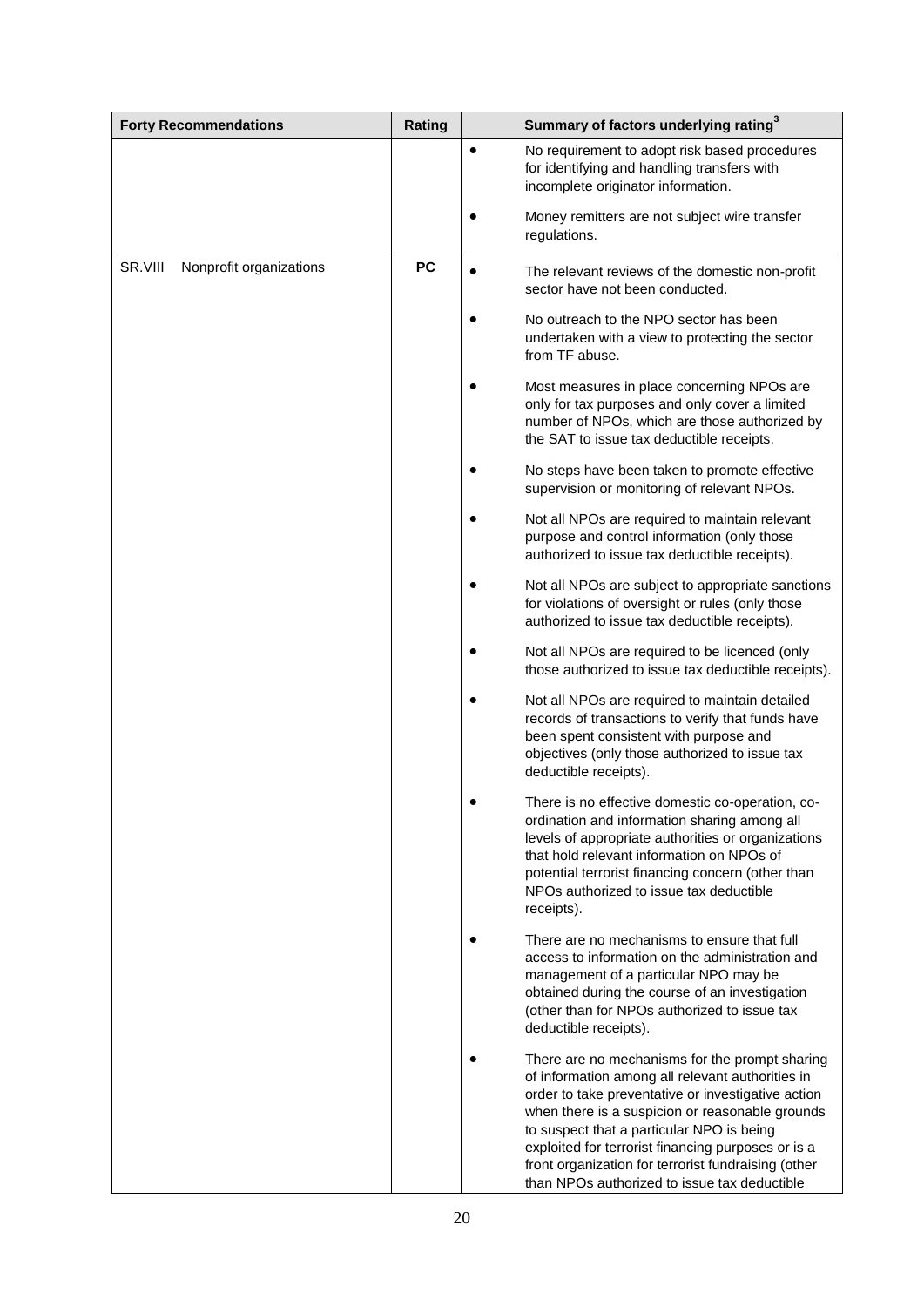| Forty Recommendations | Rating | Summary of factors underlying rating[3] |
|---|---|---|
| | | • No requirement to adopt risk based procedures for identifying and handling transfers with incomplete originator information.<br>• Money remitters are not subject wire transfer regulations. |
| SR.VIII Nonprofit organizations | PC | • The relevant reviews of the domestic non-profit sector have not been conducted.<br>• No outreach to the NPO sector has been undertaken with a view to protecting the sector from TF abuse.<br>• Most measures in place concerning NPOs are only for tax purposes and only cover a limited number of NPOs, which are those authorized by the SAT to issue tax deductible receipts.<br>• No steps have been taken to promote effective supervision or monitoring of relevant NPOs.<br>• Not all NPOs are required to maintain relevant purpose and control information (only those authorized to issue tax deductible receipts).<br>• Not all NPOs are subject to appropriate sanctions for violations of oversight or rules (only those authorized to issue tax deductible receipts).<br>• Not all NPOs are required to be licenced (only those authorized to issue tax deductible receipts).<br>• Not all NPOs are required to maintain detailed records of transactions to verify that funds have been spent consistent with purpose and objectives (only those authorized to issue tax deductible receipts).<br>• There is no effective domestic co-operation, co-ordination and information sharing among all levels of appropriate authorities or organizations that hold relevant information on NPOs of potential terrorist financing concern (other than NPOs authorized to issue tax deductible receipts).<br>• There are no mechanisms to ensure that full access to information on the administration and management of a particular NPO may be obtained during the course of an investigation (other than for NPOs authorized to issue tax deductible receipts).<br>• There are no mechanisms for the prompt sharing of information among all relevant authorities in order to take preventative or investigative action when there is a suspicion or reasonable grounds to suspect that a particular NPO is being exploited for terrorist financing purposes or is a front organization for terrorist fundraising (other than NPOs authorized to issue tax deductible |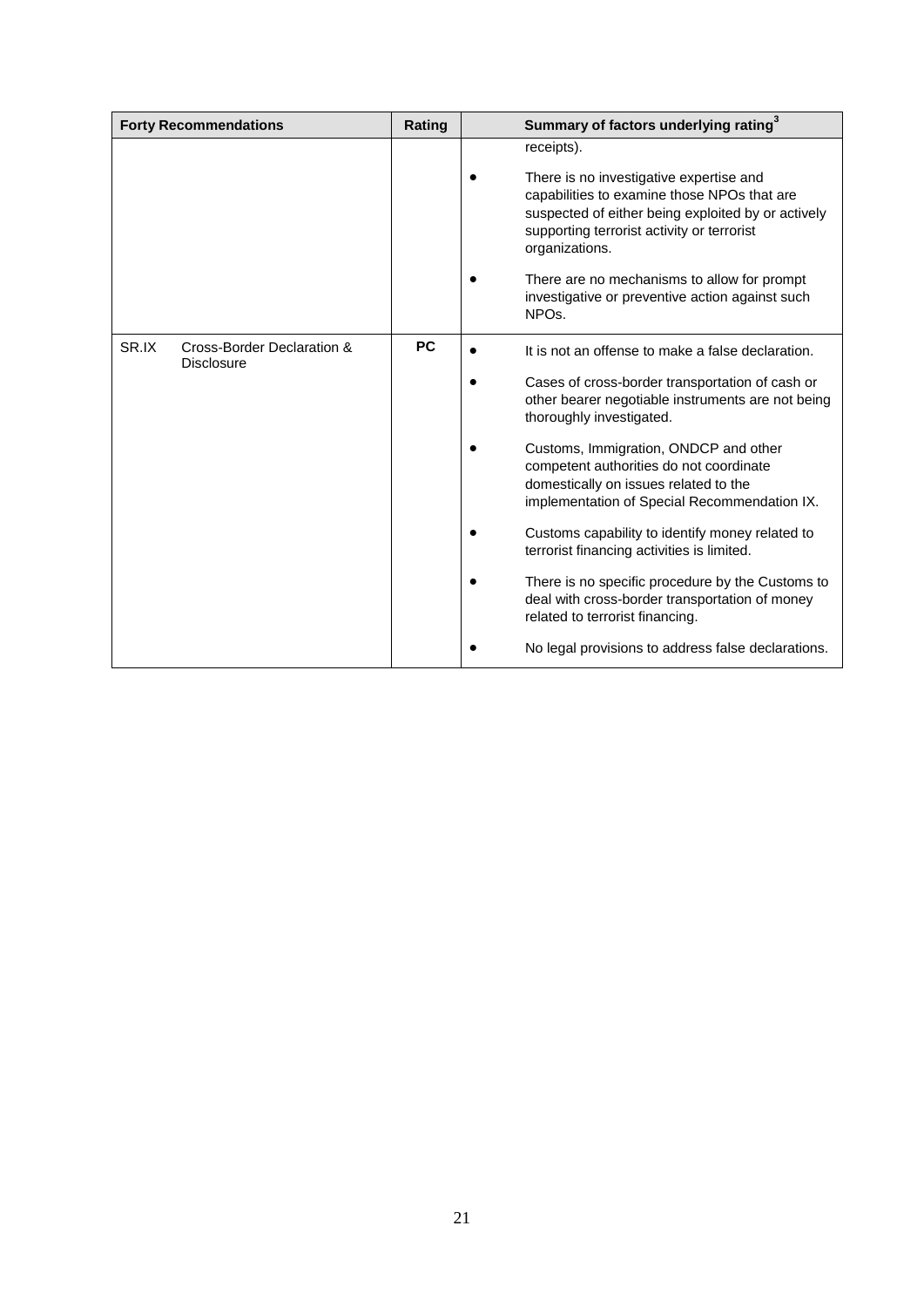| Forty Recommendations | Rating | Summary of factors underlying rating[3] |
|---|---|---|
| | | receipts).<br>• There is no investigative expertise and capabilities to examine those NPOs that are suspected of either being exploited by or actively supporting terrorist activity or terrorist organizations.<br>• There are no mechanisms to allow for prompt investigative or preventive action against such NPOs. |
| SR.IX Cross-Border Declaration & Disclosure | **PC** | • It is not an offense to make a false declaration.<br>• Cases of cross-border transportation of cash or other bearer negotiable instruments are not being thoroughly investigated.<br>• Customs, Immigration, ONDCP and other competent authorities do not coordinate domestically on issues related to the implementation of Special Recommendation IX.<br>• Customs capability to identify money related to terrorist financing activities is limited.<br>• There is no specific procedure by the Customs to deal with cross-border transportation of money related to terrorist financing.<br>• No legal provisions to address false declarations. |